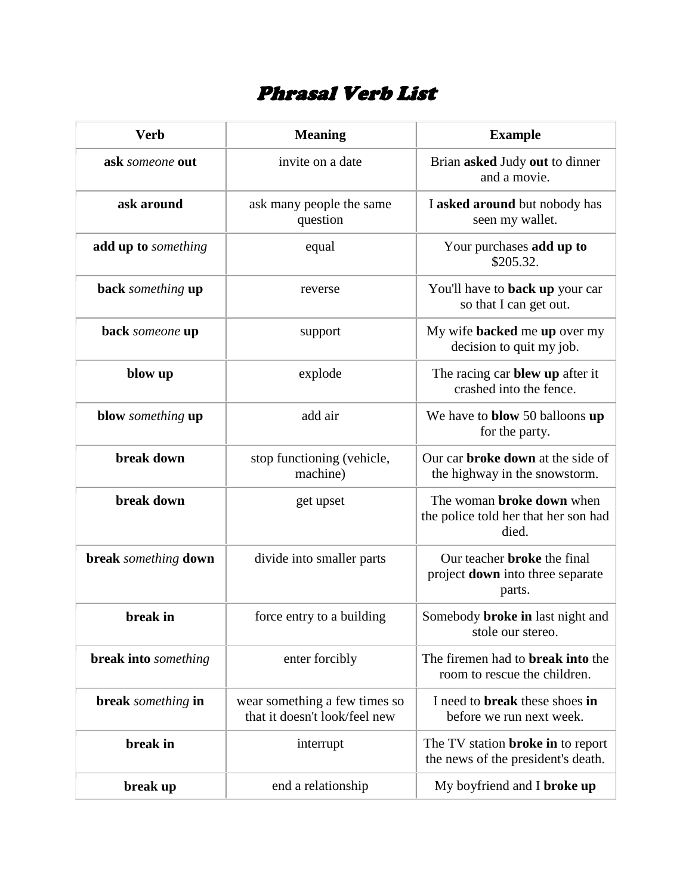# Phrasal Verb List

| Verb | Meaning | Example |
|---|---|---|
| **ask** *someone* **out** | invite on a date | Brian **asked** Judy **out** to dinner and a movie. |
| **ask around** | ask many people the same question | I **asked around** but nobody has seen my wallet. |
| **add up to** *something* | equal | Your purchases **add up to** $205.32. |
| **back** *something* **up** | reverse | You'll have to **back up** your car so that I can get out. |
| **back** *someone* **up** | support | My wife **backed** me **up** over my decision to quit my job. |
| **blow up** | explode | The racing car **blew up** after it crashed into the fence. |
| **blow** *something* **up** | add air | We have to **blow** 50 balloons **up** for the party. |
| **break down** | stop functioning (vehicle, machine) | Our car **broke down** at the side of the highway in the snowstorm. |
| **break down** | get upset | The woman **broke down** when the police told her that her son had died. |
| **break** *something* **down** | divide into smaller parts | Our teacher **broke** the final project **down** into three separate parts. |
| **break in** | force entry to a building | Somebody **broke in** last night and stole our stereo. |
| **break into** *something* | enter forcibly | The firemen had to **break into** the room to rescue the children. |
| **break** *something* **in** | wear something a few times so that it doesn't look/feel new | I need to **break** these shoes **in** before we run next week. |
| **break in** | interrupt | The TV station **broke in** to report the news of the president's death. |
| **break up** | end a relationship | My boyfriend and I **broke up** |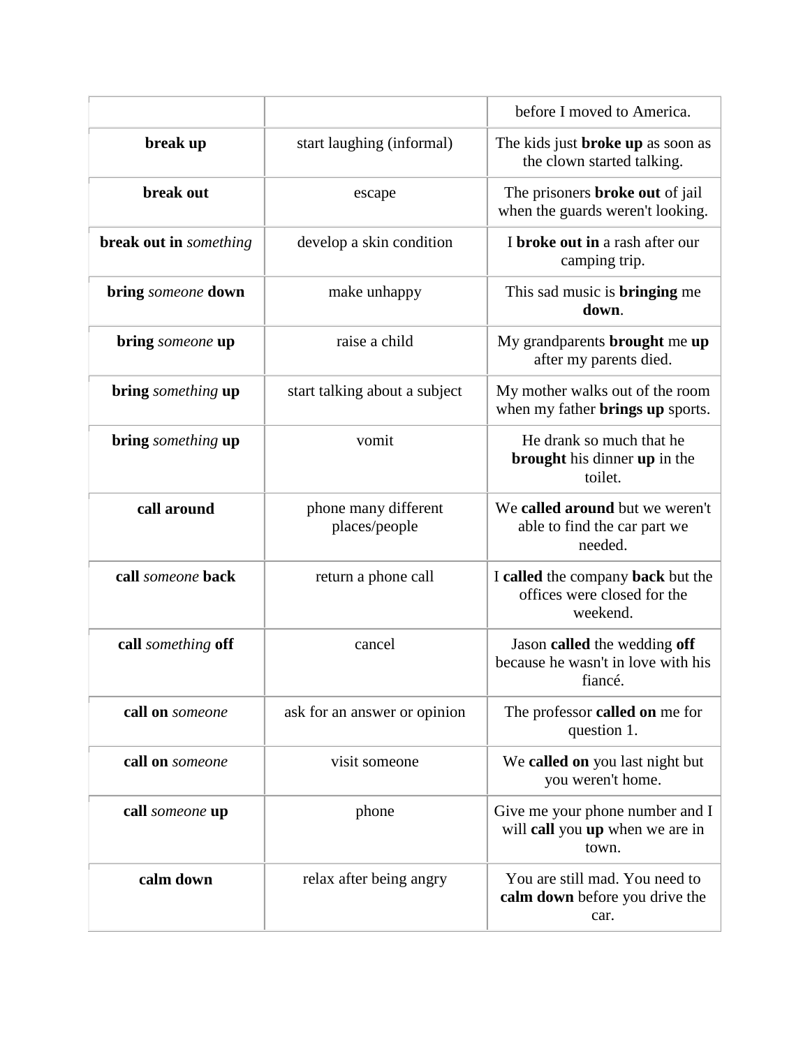| | | |
|---|---|---|
| | | before I moved to America. |
| **break up** | start laughing (informal) | The kids just **broke up** as soon as the clown started talking. |
| **break out** | escape | The prisoners **broke out** of jail when the guards weren't looking. |
| **break out in** *something* | develop a skin condition | I **broke out in** a rash after our camping trip. |
| **bring** *someone* **down** | make unhappy | This sad music is **bringing** me **down**. |
| **bring** *someone* **up** | raise a child | My grandparents **brought** me **up** after my parents died. |
| **bring** *something* **up** | start talking about a subject | My mother walks out of the room when my father **brings up** sports. |
| **bring** *something* **up** | vomit | He drank so much that he **brought** his dinner **up** in the toilet. |
| **call around** | phone many different places/people | We **called around** but we weren't able to find the car part we needed. |
| **call** *someone* **back** | return a phone call | I **called** the company **back** but the offices were closed for the weekend. |
| **call** *something* **off** | cancel | Jason **called** the wedding **off** because he wasn't in love with his fiancé. |
| **call on** *someone* | ask for an answer or opinion | The professor **called on** me for question 1. |
| **call on** *someone* | visit someone | We **called on** you last night but you weren't home. |
| **call** *someone* **up** | phone | Give me your phone number and I will **call** you **up** when we are in town. |
| **calm down** | relax after being angry | You are still mad. You need to **calm down** before you drive the car. |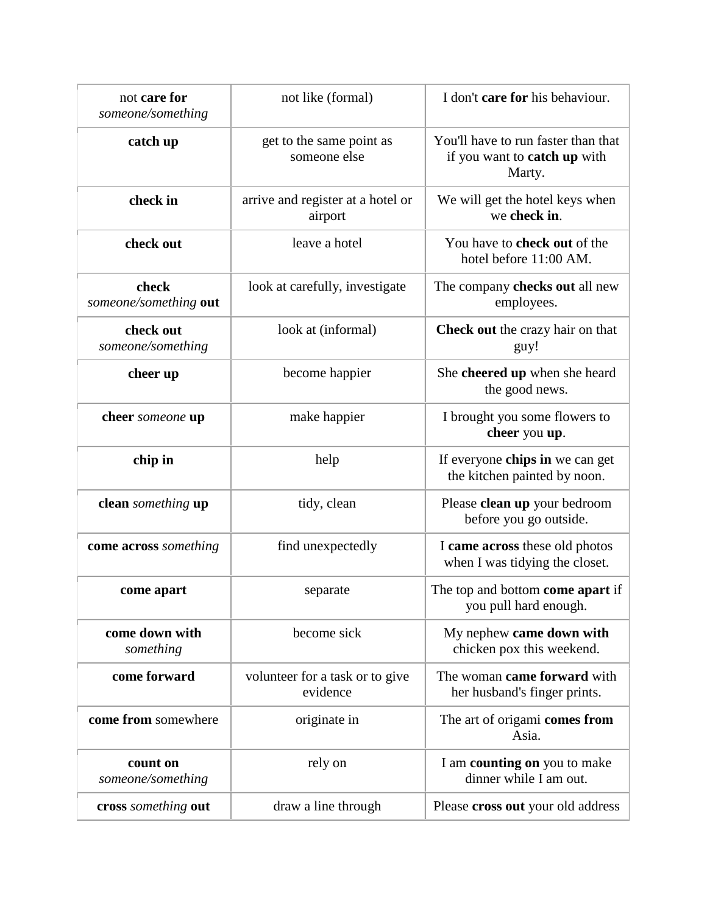| not **care for** *someone/something* | not like (formal) | I don't **care for** his behaviour. |
|---|---|---|
| **catch up** | get to the same point as someone else | You'll have to run faster than that if you want to **catch up** with Marty. |
| **check in** | arrive and register at a hotel or airport | We will get the hotel keys when we **check in**. |
| **check out** | leave a hotel | You have to **check out** of the hotel before 11:00 AM. |
| **check** *someone/something* **out** | look at carefully, investigate | The company **checks out** all new employees. |
| **check out** *someone/something* | look at (informal) | **Check out** the crazy hair on that guy! |
| **cheer up** | become happier | She **cheered up** when she heard the good news. |
| **cheer** *someone* **up** | make happier | I brought you some flowers to **cheer** you **up**. |
| **chip in** | help | If everyone **chips in** we can get the kitchen painted by noon. |
| **clean** *something* **up** | tidy, clean | Please **clean up** your bedroom before you go outside. |
| **come across** *something* | find unexpectedly | I **came across** these old photos when I was tidying the closet. |
| **come apart** | separate | The top and bottom **come apart** if you pull hard enough. |
| **come down with** *something* | become sick | My nephew **came down with** chicken pox this weekend. |
| **come forward** | volunteer for a task or to give evidence | The woman **came forward** with her husband's finger prints. |
| **come from** somewhere | originate in | The art of origami **comes from** Asia. |
| **count on** *someone/something* | rely on | I am **counting on** you to make dinner while I am out. |
| **cross** *something* **out** | draw a line through | Please **cross out** your old address |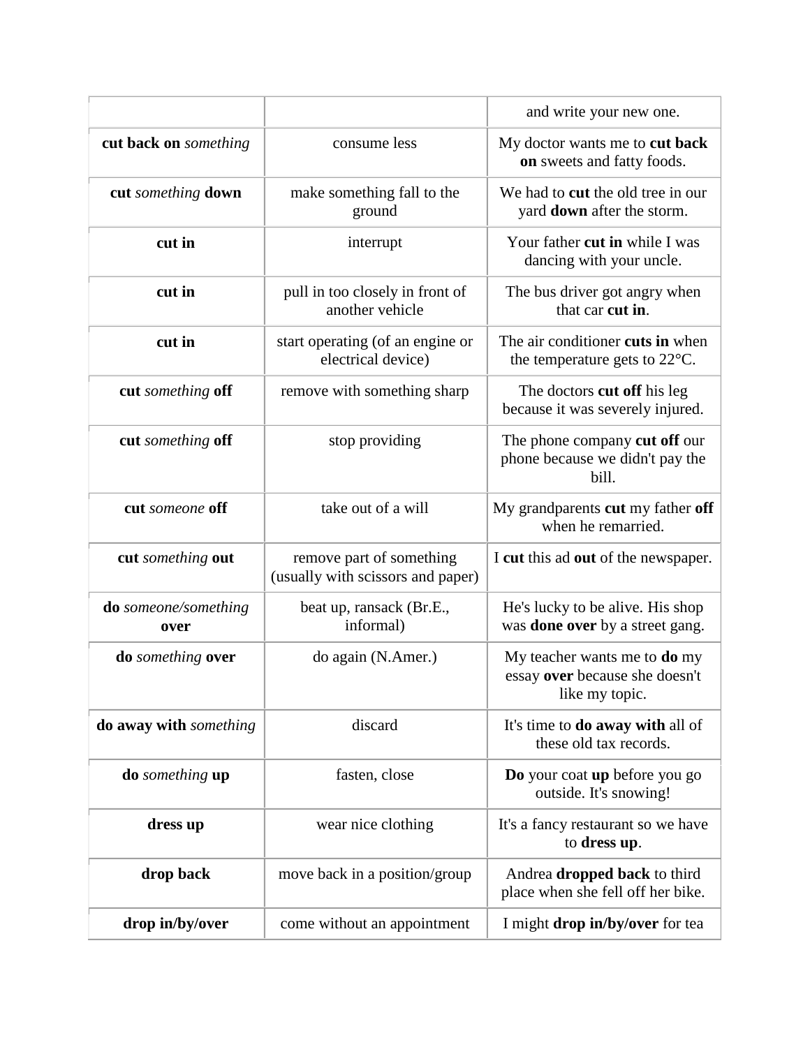| | | |
|---|---|---|
| | | and write your new one. |
| **cut back on** *something* | consume less | My doctor wants me to **cut back on** sweets and fatty foods. |
| **cut** *something* **down** | make something fall to the ground | We had to **cut** the old tree in our yard **down** after the storm. |
| **cut in** | interrupt | Your father **cut in** while I was dancing with your uncle. |
| **cut in** | pull in too closely in front of another vehicle | The bus driver got angry when that car **cut in**. |
| **cut in** | start operating (of an engine or electrical device) | The air conditioner **cuts in** when the temperature gets to 22°C. |
| **cut** *something* **off** | remove with something sharp | The doctors **cut off** his leg because it was severely injured. |
| **cut** *something* **off** | stop providing | The phone company **cut off** our phone because we didn't pay the bill. |
| **cut** *someone* **off** | take out of a will | My grandparents **cut** my father **off** when he remarried. |
| **cut** *something* **out** | remove part of something (usually with scissors and paper) | I **cut** this ad **out** of the newspaper. |
| **do** *someone/something* **over** | beat up, ransack (Br.E., informal) | He's lucky to be alive. His shop was **done over** by a street gang. |
| **do** *something* **over** | do again (N.Amer.) | My teacher wants me to **do** my essay **over** because she doesn't like my topic. |
| **do away with** *something* | discard | It's time to **do away with** all of these old tax records. |
| **do** *something* **up** | fasten, close | **Do** your coat **up** before you go outside. It's snowing! |
| **dress up** | wear nice clothing | It's a fancy restaurant so we have to **dress up**. |
| **drop back** | move back in a position/group | Andrea **dropped back** to third place when she fell off her bike. |
| **drop in/by/over** | come without an appointment | I might **drop in/by/over** for tea |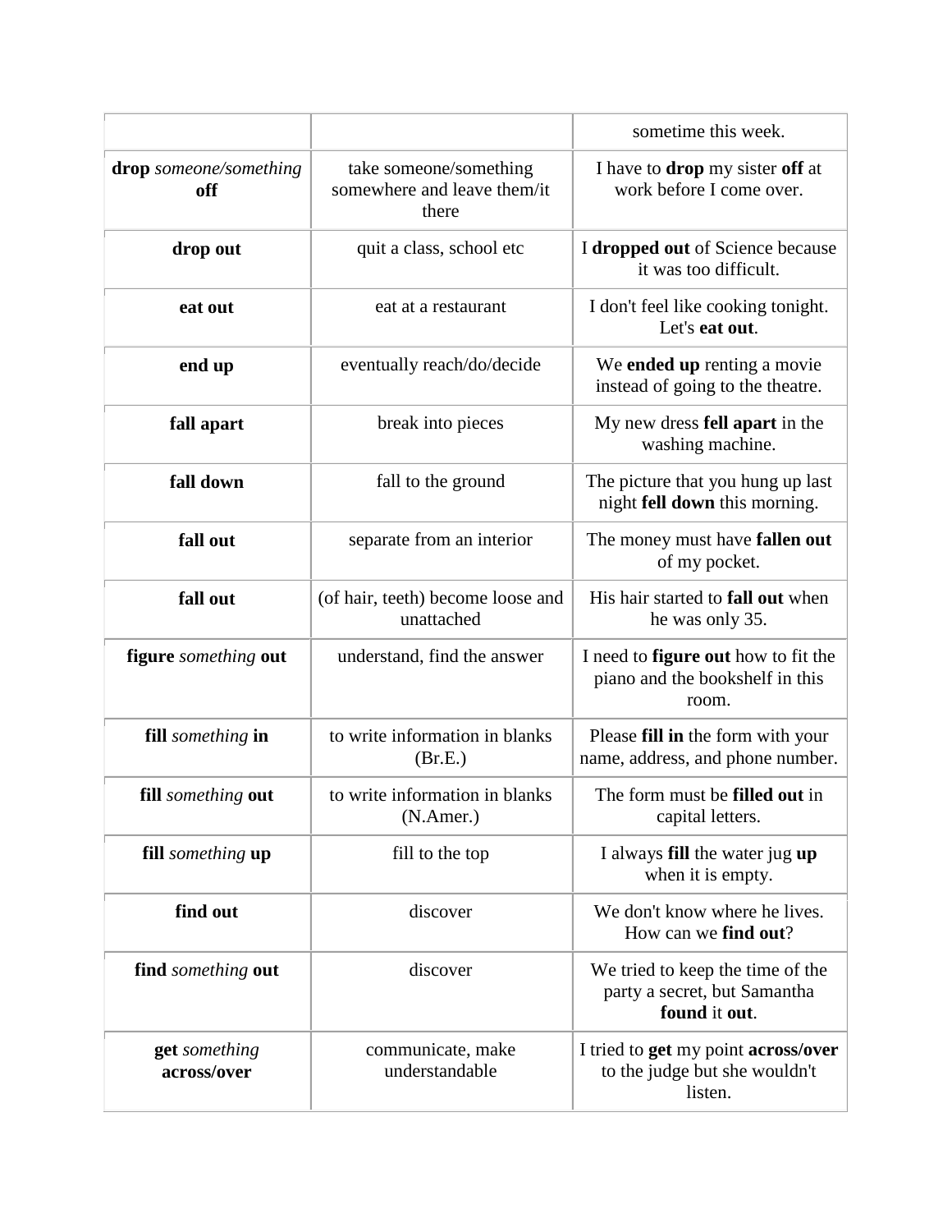| | | |
|---|---|---|
| | | sometime this week. |
| **drop** *someone/something* **off** | take someone/something somewhere and leave them/it there | I have to **drop** my sister **off** at work before I come over. |
| **drop out** | quit a class, school etc | I **dropped out** of Science because it was too difficult. |
| **eat out** | eat at a restaurant | I don't feel like cooking tonight. Let's **eat out**. |
| **end up** | eventually reach/do/decide | We **ended up** renting a movie instead of going to the theatre. |
| **fall apart** | break into pieces | My new dress **fell apart** in the washing machine. |
| **fall down** | fall to the ground | The picture that you hung up last night **fell down** this morning. |
| **fall out** | separate from an interior | The money must have **fallen out** of my pocket. |
| **fall out** | (of hair, teeth) become loose and unattached | His hair started to **fall out** when he was only 35. |
| **figure** *something* **out** | understand, find the answer | I need to **figure out** how to fit the piano and the bookshelf in this room. |
| **fill** *something* **in** | to write information in blanks (Br.E.) | Please **fill in** the form with your name, address, and phone number. |
| **fill** *something* **out** | to write information in blanks (N.Amer.) | The form must be **filled out** in capital letters. |
| **fill** *something* **up** | fill to the top | I always **fill** the water jug **up** when it is empty. |
| **find out** | discover | We don't know where he lives. How can we **find out**? |
| **find** *something* **out** | discover | We tried to keep the time of the party a secret, but Samantha **found** it **out**. |
| **get** *something* **across/over** | communicate, make understandable | I tried to **get** my point **across/over** to the judge but she wouldn't listen. |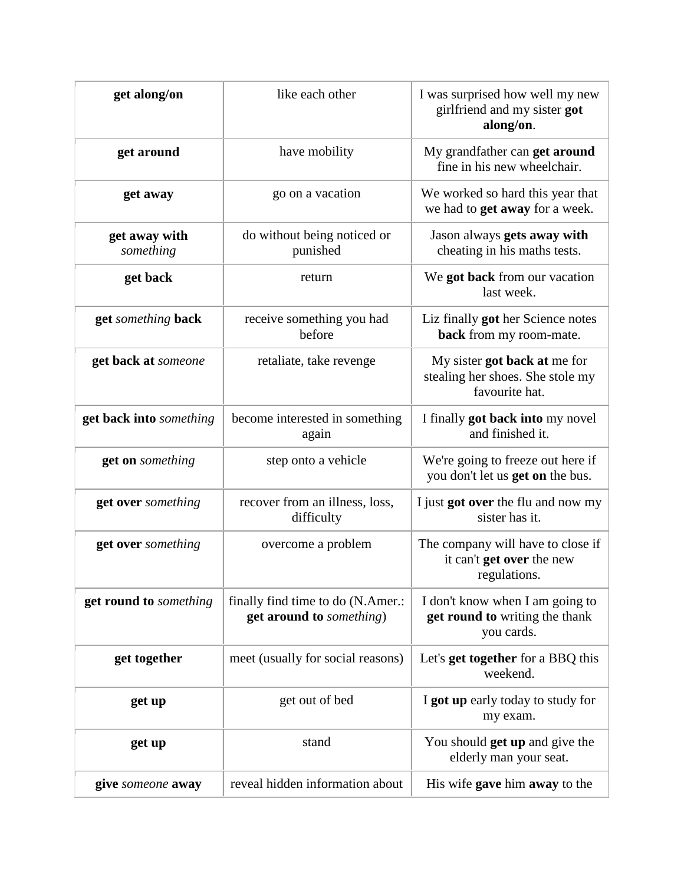| **get along/on** | like each other | I was surprised how well my new girlfriend and my sister **got along/on**. |
|---|---|---|
| **get around** | have mobility | My grandfather can **get around** fine in his new wheelchair. |
| **get away** | go on a vacation | We worked so hard this year that we had to **get away** for a week. |
| **get away with** *something* | do without being noticed or punished | Jason always **gets away with** cheating in his maths tests. |
| **get back** | return | We **got back** from our vacation last week. |
| **get** *something* **back** | receive something you had before | Liz finally **got** her Science notes **back** from my room-mate. |
| **get back at** *someone* | retaliate, take revenge | My sister **got back at** me for stealing her shoes. She stole my favourite hat. |
| **get back into** *something* | become interested in something again | I finally **got back into** my novel and finished it. |
| **get on** *something* | step onto a vehicle | We're going to freeze out here if you don't let us **get on** the bus. |
| **get over** *something* | recover from an illness, loss, difficulty | I just **got over** the flu and now my sister has it. |
| **get over** *something* | overcome a problem | The company will have to close if it can't **get over** the new regulations. |
| **get round to** *something* | finally find time to do (N.Amer.: **get around to** *something*) | I don't know when I am going to **get round to** writing the thank you cards. |
| **get together** | meet (usually for social reasons) | Let's **get together** for a BBQ this weekend. |
| **get up** | get out of bed | I **got up** early today to study for my exam. |
| **get up** | stand | You should **get up** and give the elderly man your seat. |
| **give** *someone* **away** | reveal hidden information about | His wife **gave** him **away** to the |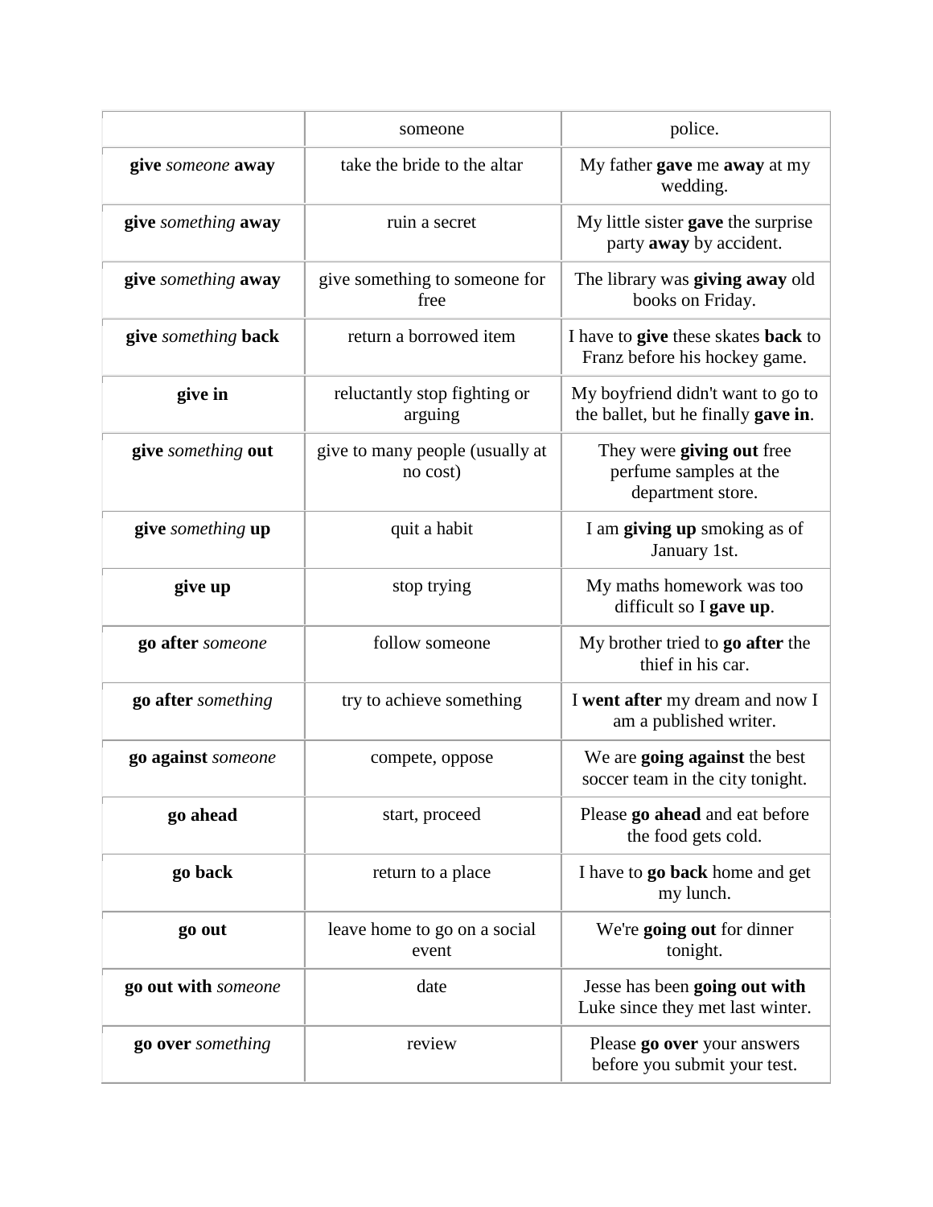| | | |
|---|---|---|
| | someone | police. |
| **give** *someone* **away** | take the bride to the altar | My father **gave** me **away** at my wedding. |
| **give** *something* **away** | ruin a secret | My little sister **gave** the surprise party **away** by accident. |
| **give** *something* **away** | give something to someone for free | The library was **giving away** old books on Friday. |
| **give** *something* **back** | return a borrowed item | I have to **give** these skates **back** to Franz before his hockey game. |
| **give in** | reluctantly stop fighting or arguing | My boyfriend didn't want to go to the ballet, but he finally **gave in**. |
| **give** *something* **out** | give to many people (usually at no cost) | They were **giving out** free perfume samples at the department store. |
| **give** *something* **up** | quit a habit | I am **giving up** smoking as of January 1st. |
| **give up** | stop trying | My maths homework was too difficult so I **gave up**. |
| **go after** *someone* | follow someone | My brother tried to **go after** the thief in his car. |
| **go after** *something* | try to achieve something | I **went after** my dream and now I am a published writer. |
| **go against** *someone* | compete, oppose | We are **going against** the best soccer team in the city tonight. |
| **go ahead** | start, proceed | Please **go ahead** and eat before the food gets cold. |
| **go back** | return to a place | I have to **go back** home and get my lunch. |
| **go out** | leave home to go on a social event | We're **going out** for dinner tonight. |
| **go out with** *someone* | date | Jesse has been **going out with** Luke since they met last winter. |
| **go over** *something* | review | Please **go over** your answers before you submit your test. |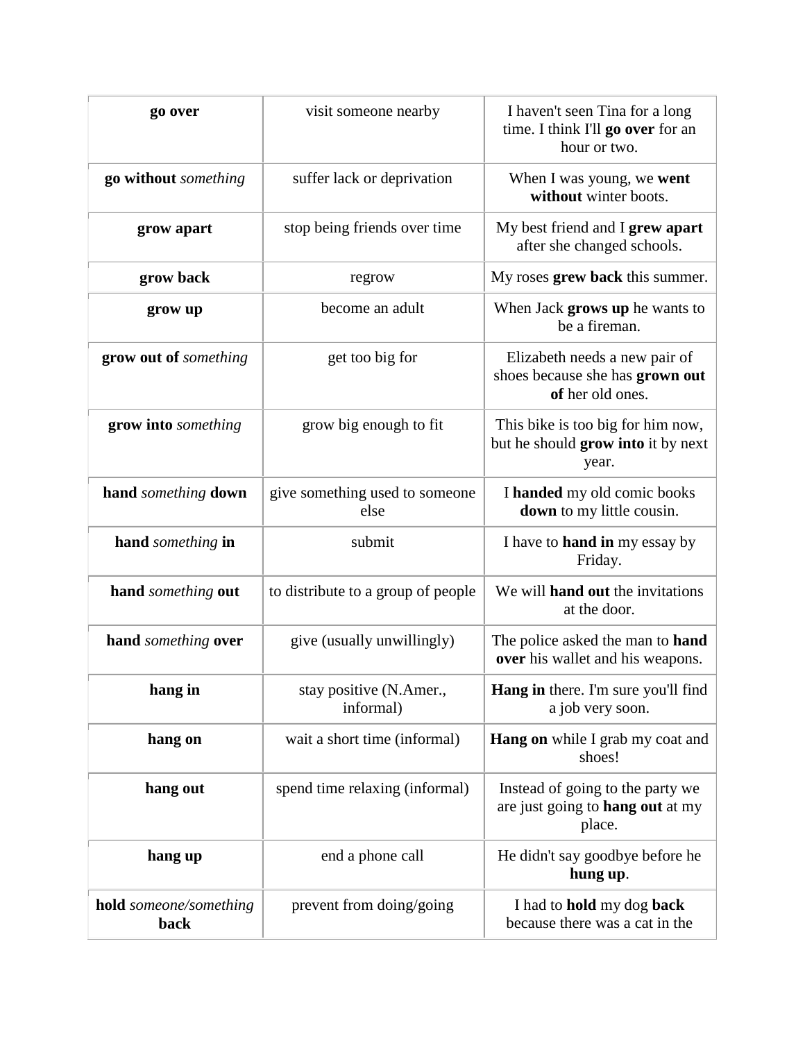| **go over** | visit someone nearby | I haven't seen Tina for a long time. I think I'll **go over** for an hour or two. |
|---|---|---|
| **go without** *something* | suffer lack or deprivation | When I was young, we **went without** winter boots. |
| **grow apart** | stop being friends over time | My best friend and I **grew apart** after she changed schools. |
| **grow back** | regrow | My roses **grew back** this summer. |
| **grow up** | become an adult | When Jack **grows up** he wants to be a fireman. |
| **grow out of** *something* | get too big for | Elizabeth needs a new pair of shoes because she has **grown out of** her old ones. |
| **grow into** *something* | grow big enough to fit | This bike is too big for him now, but he should **grow into** it by next year. |
| **hand** *something* **down** | give something used to someone else | I **handed** my old comic books **down** to my little cousin. |
| **hand** *something* **in** | submit | I have to **hand in** my essay by Friday. |
| **hand** *something* **out** | to distribute to a group of people | We will **hand out** the invitations at the door. |
| **hand** *something* **over** | give (usually unwillingly) | The police asked the man to **hand over** his wallet and his weapons. |
| **hang in** | stay positive (N.Amer., informal) | **Hang in** there. I'm sure you'll find a job very soon. |
| **hang on** | wait a short time (informal) | **Hang on** while I grab my coat and shoes! |
| **hang out** | spend time relaxing (informal) | Instead of going to the party we are just going to **hang out** at my place. |
| **hang up** | end a phone call | He didn't say goodbye before he **hung up**. |
| **hold** *someone/something* **back** | prevent from doing/going | I had to **hold** my dog **back** because there was a cat in the |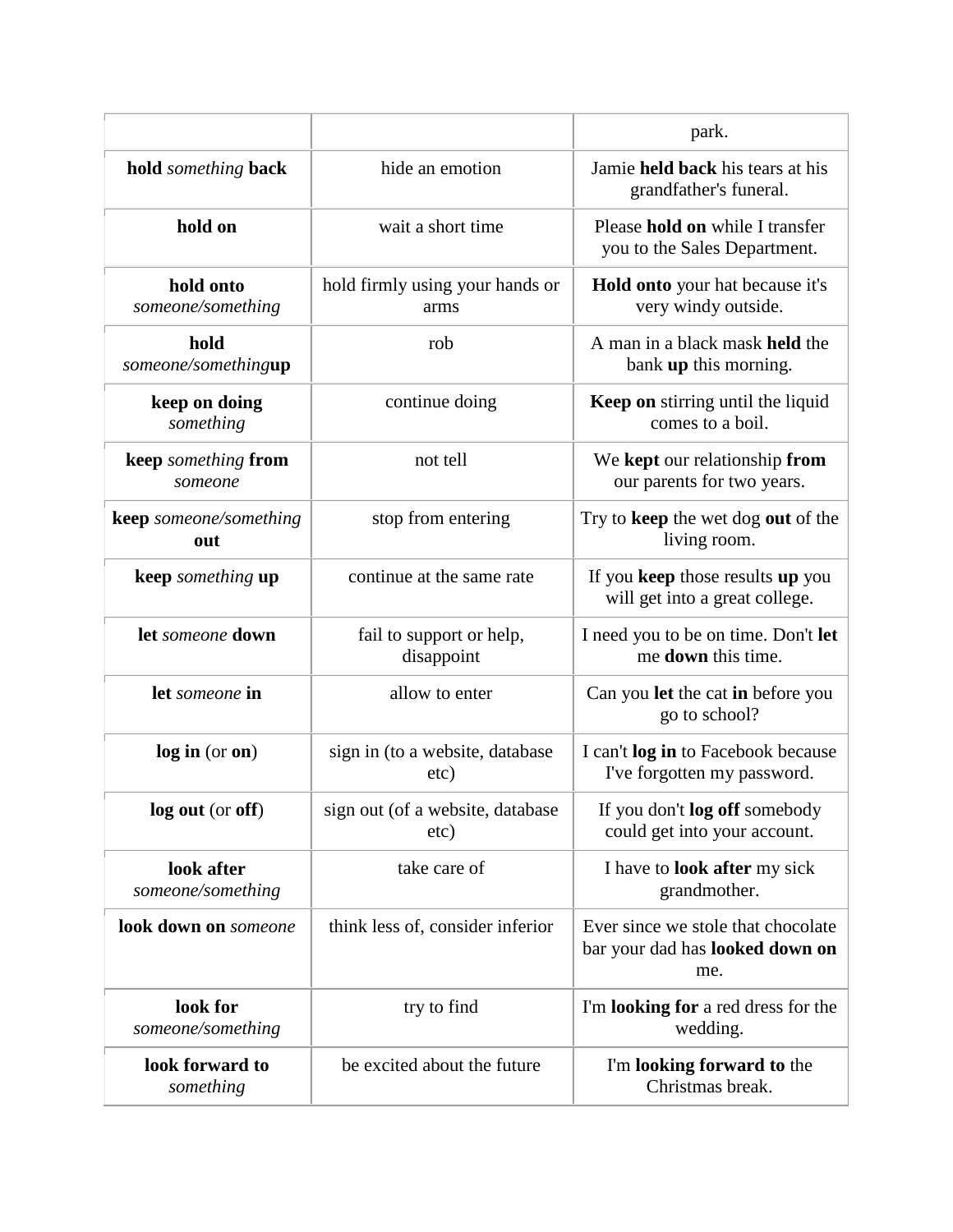| | | |
|---|---|---|
| | | park. |
| **hold** *something* **back** | hide an emotion | Jamie **held back** his tears at his grandfather's funeral. |
| **hold on** | wait a short time | Please **hold on** while I transfer you to the Sales Department. |
| **hold onto** *someone/something* | hold firmly using your hands or arms | **Hold onto** your hat because it's very windy outside. |
| **hold** *someone/something***up** | rob | A man in a black mask **held** the bank **up** this morning. |
| **keep on doing** *something* | continue doing | **Keep on** stirring until the liquid comes to a boil. |
| **keep** *something* **from** *someone* | not tell | We **kept** our relationship **from** our parents for two years. |
| **keep** *someone/something* **out** | stop from entering | Try to **keep** the wet dog **out** of the living room. |
| **keep** *something* **up** | continue at the same rate | If you **keep** those results **up** you will get into a great college. |
| **let** *someone* **down** | fail to support or help, disappoint | I need you to be on time. Don't **let** me **down** this time. |
| **let** *someone* **in** | allow to enter | Can you **let** the cat **in** before you go to school? |
| **log in** (or **on**) | sign in (to a website, database etc) | I can't **log in** to Facebook because I've forgotten my password. |
| **log out** (or **off**) | sign out (of a website, database etc) | If you don't **log off** somebody could get into your account. |
| **look after** *someone/something* | take care of | I have to **look after** my sick grandmother. |
| **look down on** *someone* | think less of, consider inferior | Ever since we stole that chocolate bar your dad has **looked down on** me. |
| **look for** *someone/something* | try to find | I'm **looking for** a red dress for the wedding. |
| **look forward to** *something* | be excited about the future | I'm **looking forward to** the Christmas break. |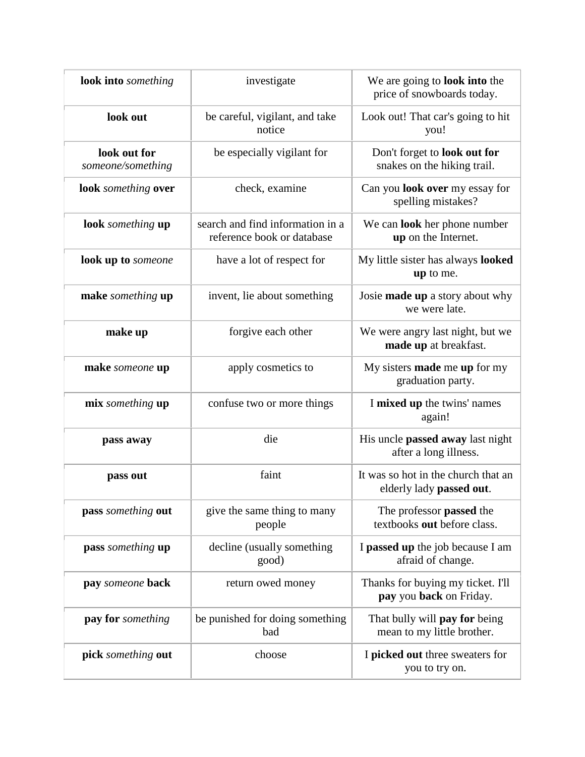| | | |
|---|---|---|
| **look into** *something* | investigate | We are going to **look into** the price of snowboards today. |
| **look out** | be careful, vigilant, and take notice | Look out! That car's going to hit you! |
| **look out for** *someone/something* | be especially vigilant for | Don't forget to **look out for** snakes on the hiking trail. |
| **look** *something* **over** | check, examine | Can you **look over** my essay for spelling mistakes? |
| **look** *something* **up** | search and find information in a reference book or database | We can **look** her phone number **up** on the Internet. |
| **look up to** *someone* | have a lot of respect for | My little sister has always **looked up** to me. |
| **make** *something* **up** | invent, lie about something | Josie **made up** a story about why we were late. |
| **make up** | forgive each other | We were angry last night, but we **made up** at breakfast. |
| **make** *someone* **up** | apply cosmetics to | My sisters **made** me **up** for my graduation party. |
| **mix** *something* **up** | confuse two or more things | I **mixed up** the twins' names again! |
| **pass away** | die | His uncle **passed away** last night after a long illness. |
| **pass out** | faint | It was so hot in the church that an elderly lady **passed out**. |
| **pass** *something* **out** | give the same thing to many people | The professor **passed** the textbooks **out** before class. |
| **pass** *something* **up** | decline (usually something good) | I **passed up** the job because I am afraid of change. |
| **pay** *someone* **back** | return owed money | Thanks for buying my ticket. I'll **pay** you **back** on Friday. |
| **pay for** *something* | be punished for doing something bad | That bully will **pay for** being mean to my little brother. |
| **pick** *something* **out** | choose | I **picked out** three sweaters for you to try on. |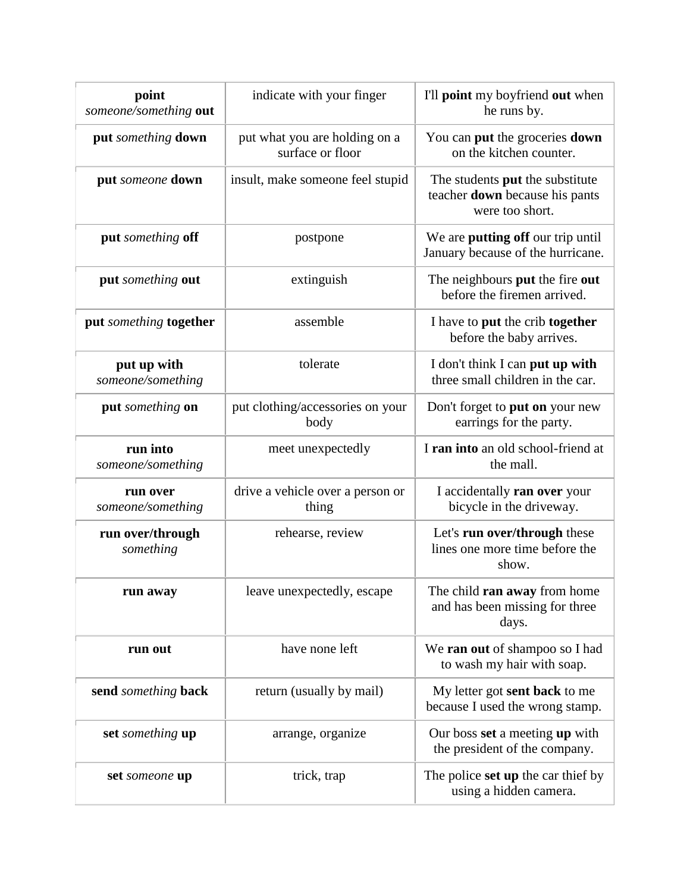| | | |
|---|---|---|
| **point** *someone/something* **out** | indicate with your finger | I'll **point** my boyfriend **out** when he runs by. |
| **put** *something* **down** | put what you are holding on a surface or floor | You can **put** the groceries **down** on the kitchen counter. |
| **put** *someone* **down** | insult, make someone feel stupid | The students **put** the substitute teacher **down** because his pants were too short. |
| **put** *something* **off** | postpone | We are **putting off** our trip until January because of the hurricane. |
| **put** *something* **out** | extinguish | The neighbours **put** the fire **out** before the firemen arrived. |
| **put** *something* **together** | assemble | I have to **put** the crib **together** before the baby arrives. |
| **put up with** *someone/something* | tolerate | I don't think I can **put up with** three small children in the car. |
| **put** *something* **on** | put clothing/accessories on your body | Don't forget to **put on** your new earrings for the party. |
| **run into** *someone/something* | meet unexpectedly | I **ran into** an old school-friend at the mall. |
| **run over** *someone/something* | drive a vehicle over a person or thing | I accidentally **ran over** your bicycle in the driveway. |
| **run over/through** *something* | rehearse, review | Let's **run over/through** these lines one more time before the show. |
| **run away** | leave unexpectedly, escape | The child **ran away** from home and has been missing for three days. |
| **run out** | have none left | We **ran out** of shampoo so I had to wash my hair with soap. |
| **send** *something* **back** | return (usually by mail) | My letter got **sent back** to me because I used the wrong stamp. |
| **set** *something* **up** | arrange, organize | Our boss **set** a meeting **up** with the president of the company. |
| **set** *someone* **up** | trick, trap | The police **set up** the car thief by using a hidden camera. |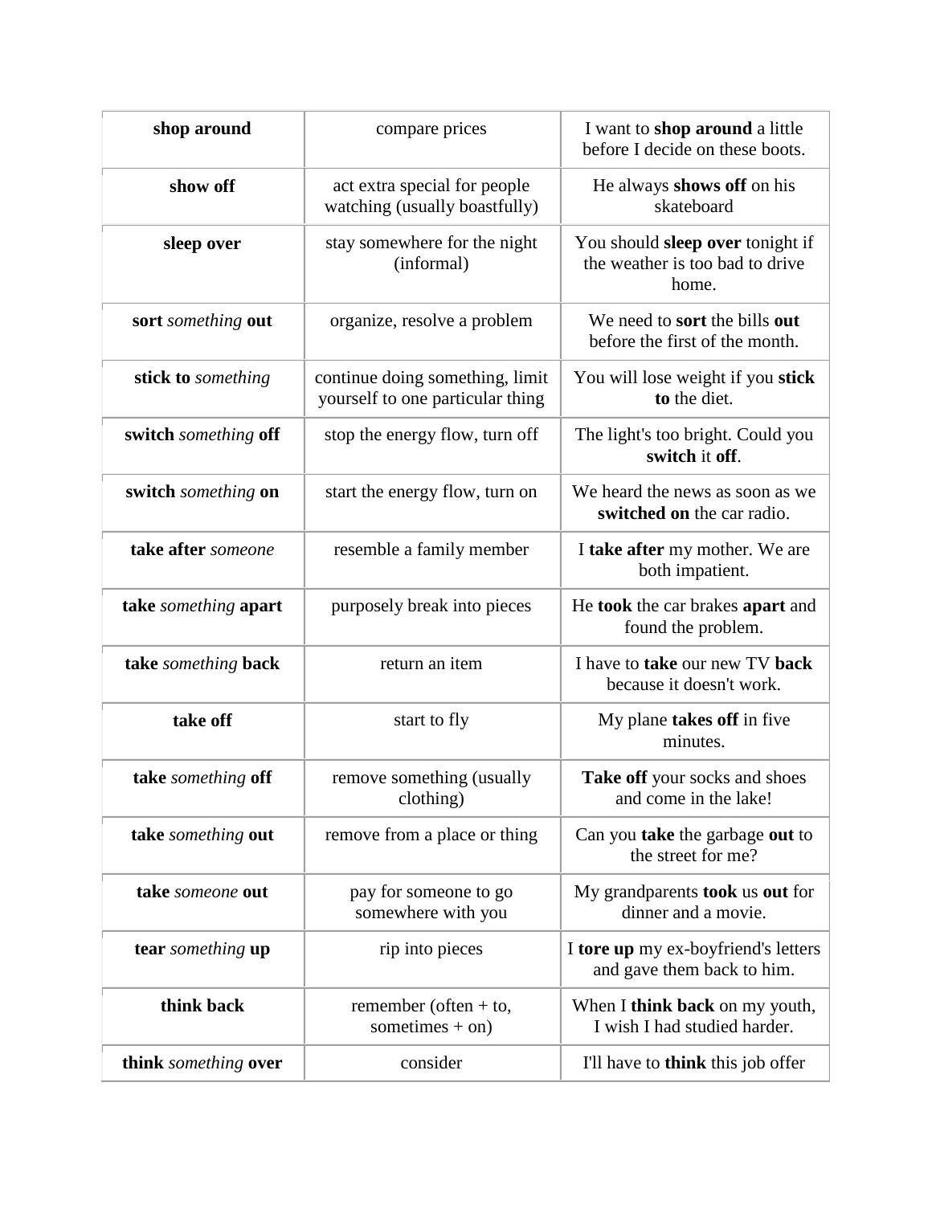| | | |
|---|---|---|
| **shop around** | compare prices | I want to **shop around** a little before I decide on these boots. |
| **show off** | act extra special for people watching (usually boastfully) | He always **shows off** on his skateboard |
| **sleep over** | stay somewhere for the night (informal) | You should **sleep over** tonight if the weather is too bad to drive home. |
| **sort** *something* **out** | organize, resolve a problem | We need to **sort** the bills **out** before the first of the month. |
| **stick to** *something* | continue doing something, limit yourself to one particular thing | You will lose weight if you **stick to** the diet. |
| **switch** *something* **off** | stop the energy flow, turn off | The light's too bright. Could you **switch** it **off**. |
| **switch** *something* **on** | start the energy flow, turn on | We heard the news as soon as we **switched on** the car radio. |
| **take after** *someone* | resemble a family member | I **take after** my mother. We are both impatient. |
| **take** *something* **apart** | purposely break into pieces | He **took** the car brakes **apart** and found the problem. |
| **take** *something* **back** | return an item | I have to **take** our new TV **back** because it doesn't work. |
| **take off** | start to fly | My plane **takes off** in five minutes. |
| **take** *something* **off** | remove something (usually clothing) | **Take off** your socks and shoes and come in the lake! |
| **take** *something* **out** | remove from a place or thing | Can you **take** the garbage **out** to the street for me? |
| **take** *someone* **out** | pay for someone to go somewhere with you | My grandparents **took** us **out** for dinner and a movie. |
| **tear** *something* **up** | rip into pieces | I **tore up** my ex-boyfriend's letters and gave them back to him. |
| **think back** | remember (often + to, sometimes + on) | When I **think back** on my youth, I wish I had studied harder. |
| **think** *something* **over** | consider | I'll have to **think** this job offer |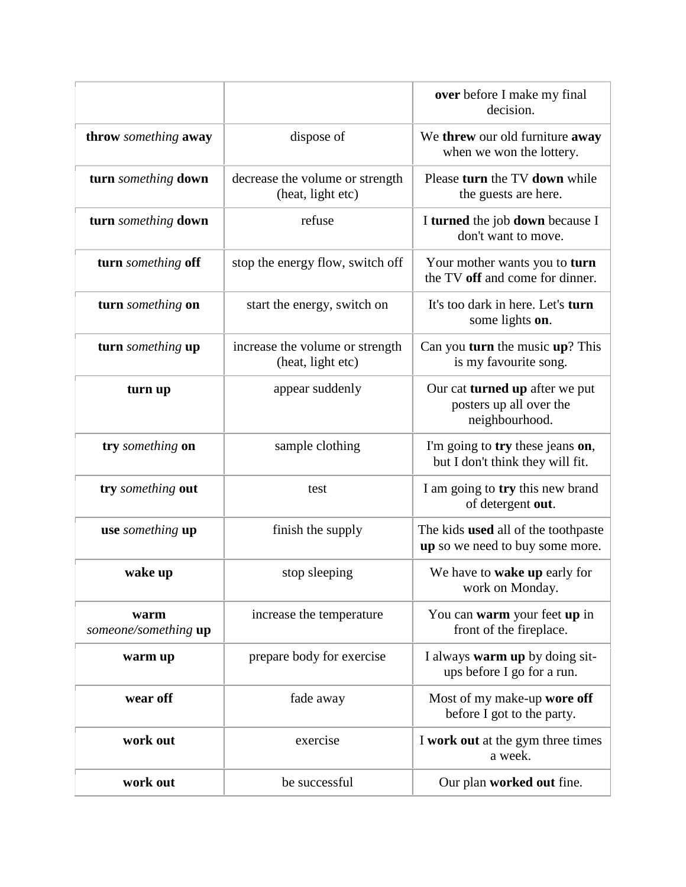| | | |
|---|---|---|
| | | **over** before I make my final decision. |
| **throw** *something* **away** | dispose of | We **threw** our old furniture **away** when we won the lottery. |
| **turn** *something* **down** | decrease the volume or strength (heat, light etc) | Please **turn** the TV **down** while the guests are here. |
| **turn** *something* **down** | refuse | I **turned** the job **down** because I don't want to move. |
| **turn** *something* **off** | stop the energy flow, switch off | Your mother wants you to **turn** the TV **off** and come for dinner. |
| **turn** *something* **on** | start the energy, switch on | It's too dark in here. Let's **turn** some lights **on**. |
| **turn** *something* **up** | increase the volume or strength (heat, light etc) | Can you **turn** the music **up**? This is my favourite song. |
| **turn up** | appear suddenly | Our cat **turned up** after we put posters up all over the neighbourhood. |
| **try** *something* **on** | sample clothing | I'm going to **try** these jeans **on**, but I don't think they will fit. |
| **try** *something* **out** | test | I am going to **try** this new brand of detergent **out**. |
| **use** *something* **up** | finish the supply | The kids **used** all of the toothpaste **up** so we need to buy some more. |
| **wake up** | stop sleeping | We have to **wake up** early for work on Monday. |
| **warm** *someone/something* **up** | increase the temperature | You can **warm** your feet **up** in front of the fireplace. |
| **warm up** | prepare body for exercise | I always **warm up** by doing sit-ups before I go for a run. |
| **wear off** | fade away | Most of my make-up **wore off** before I got to the party. |
| **work out** | exercise | I **work out** at the gym three times a week. |
| **work out** | be successful | Our plan **worked out** fine. |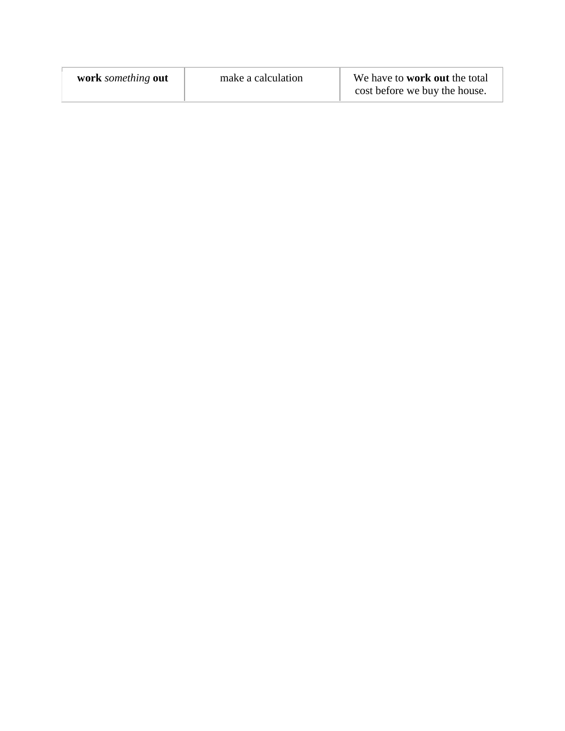| | | |
|---|---|---|
| **work** *something* **out** | make a calculation | We have to **work out** the total cost before we buy the house. |